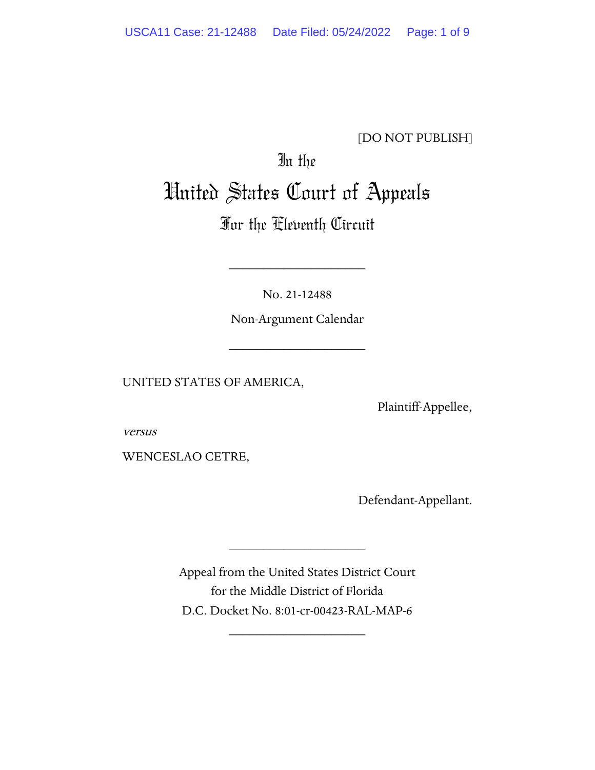[DO NOT PUBLISH]

In the

# United States Court of Appeals

## For the Eleventh Circuit

---

No. 21-12488

Non-Argument Calendar

---

UNITED STATES OF AMERICA,

Plaintiff-Appellee,

*versus*

WENCESLAO CETRE,

Defendant-Appellant.

---

Appeal from the United States District Court
for the Middle District of Florida
D.C. Docket No. 8:01-cr-00423-RAL-MAP-6

---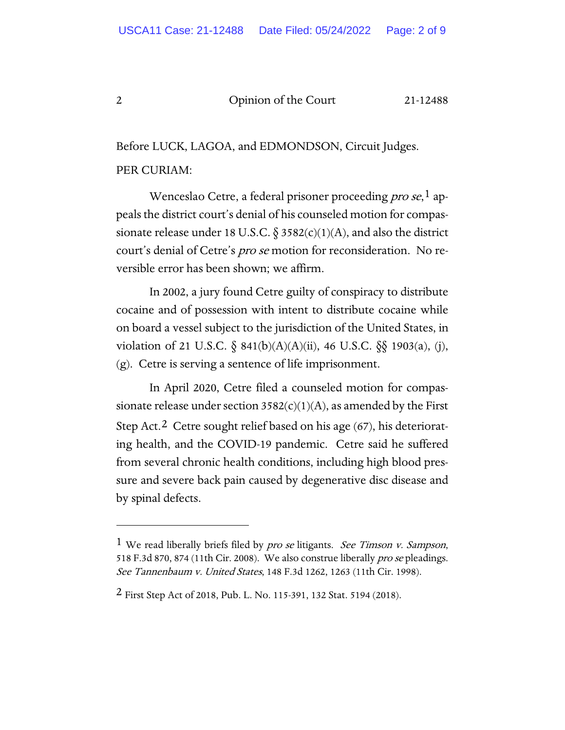Before LUCK, LAGOA, and EDMONDSON, Circuit Judges.

PER CURIAM:

Wenceslao Cetre, a federal prisoner proceeding *pro se*,[1] appeals the district court's denial of his counseled motion for compassionate release under 18 U.S.C. § 3582(c)(1)(A), and also the district court's denial of Cetre's *pro se* motion for reconsideration. No reversible error has been shown; we affirm.

In 2002, a jury found Cetre guilty of conspiracy to distribute cocaine and of possession with intent to distribute cocaine while on board a vessel subject to the jurisdiction of the United States, in violation of 21 U.S.C. § 841(b)(A)(A)(ii), 46 U.S.C. §§ 1903(a), (j), (g). Cetre is serving a sentence of life imprisonment.

In April 2020, Cetre filed a counseled motion for compassionate release under section 3582(c)(1)(A), as amended by the First Step Act.[2] Cetre sought relief based on his age (67), his deteriorating health, and the COVID-19 pandemic. Cetre said he suffered from several chronic health conditions, including high blood pressure and severe back pain caused by degenerative disc disease and by spinal defects.

---

[1] We read liberally briefs filed by *pro se* litigants. *See Timson v. Sampson*, 518 F.3d 870, 874 (11th Cir. 2008). We also construe liberally *pro se* pleadings. *See Tannenbaum v. United States*, 148 F.3d 1262, 1263 (11th Cir. 1998).

[2] First Step Act of 2018, Pub. L. No. 115-391, 132 Stat. 5194 (2018).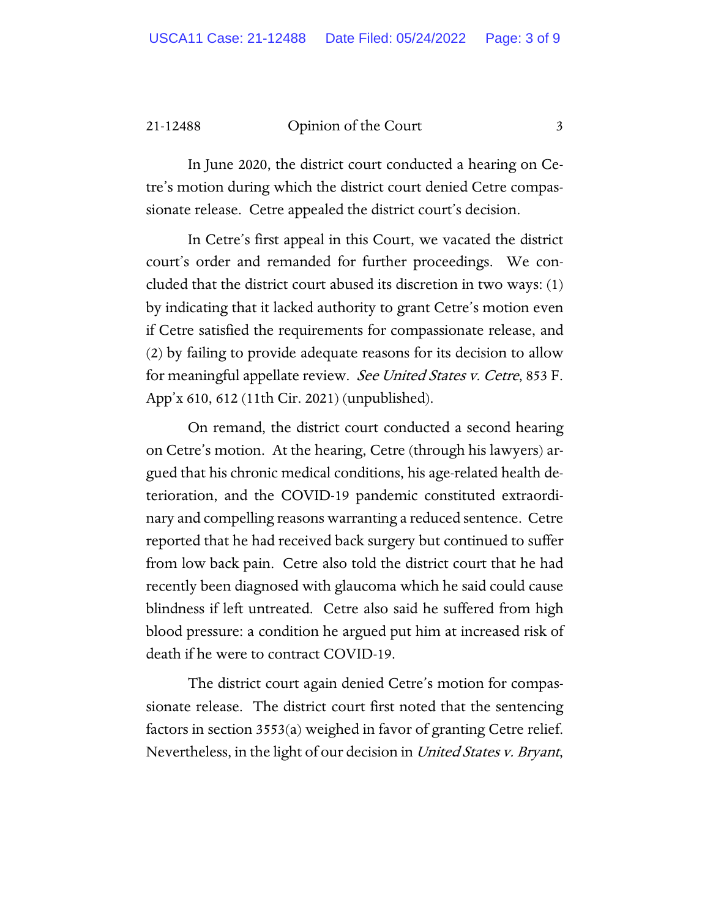In June 2020, the district court conducted a hearing on Cetre's motion during which the district court denied Cetre compassionate release. Cetre appealed the district court's decision.

In Cetre's first appeal in this Court, we vacated the district court's order and remanded for further proceedings. We concluded that the district court abused its discretion in two ways: (1) by indicating that it lacked authority to grant Cetre's motion even if Cetre satisfied the requirements for compassionate release, and (2) by failing to provide adequate reasons for its decision to allow for meaningful appellate review. *See United States v. Cetre*, 853 F. App'x 610, 612 (11th Cir. 2021) (unpublished).

On remand, the district court conducted a second hearing on Cetre's motion. At the hearing, Cetre (through his lawyers) argued that his chronic medical conditions, his age-related health deterioration, and the COVID-19 pandemic constituted extraordinary and compelling reasons warranting a reduced sentence. Cetre reported that he had received back surgery but continued to suffer from low back pain. Cetre also told the district court that he had recently been diagnosed with glaucoma which he said could cause blindness if left untreated. Cetre also said he suffered from high blood pressure: a condition he argued put him at increased risk of death if he were to contract COVID-19.

The district court again denied Cetre's motion for compassionate release. The district court first noted that the sentencing factors in section 3553(a) weighed in favor of granting Cetre relief. Nevertheless, in the light of our decision in *United States v. Bryant*,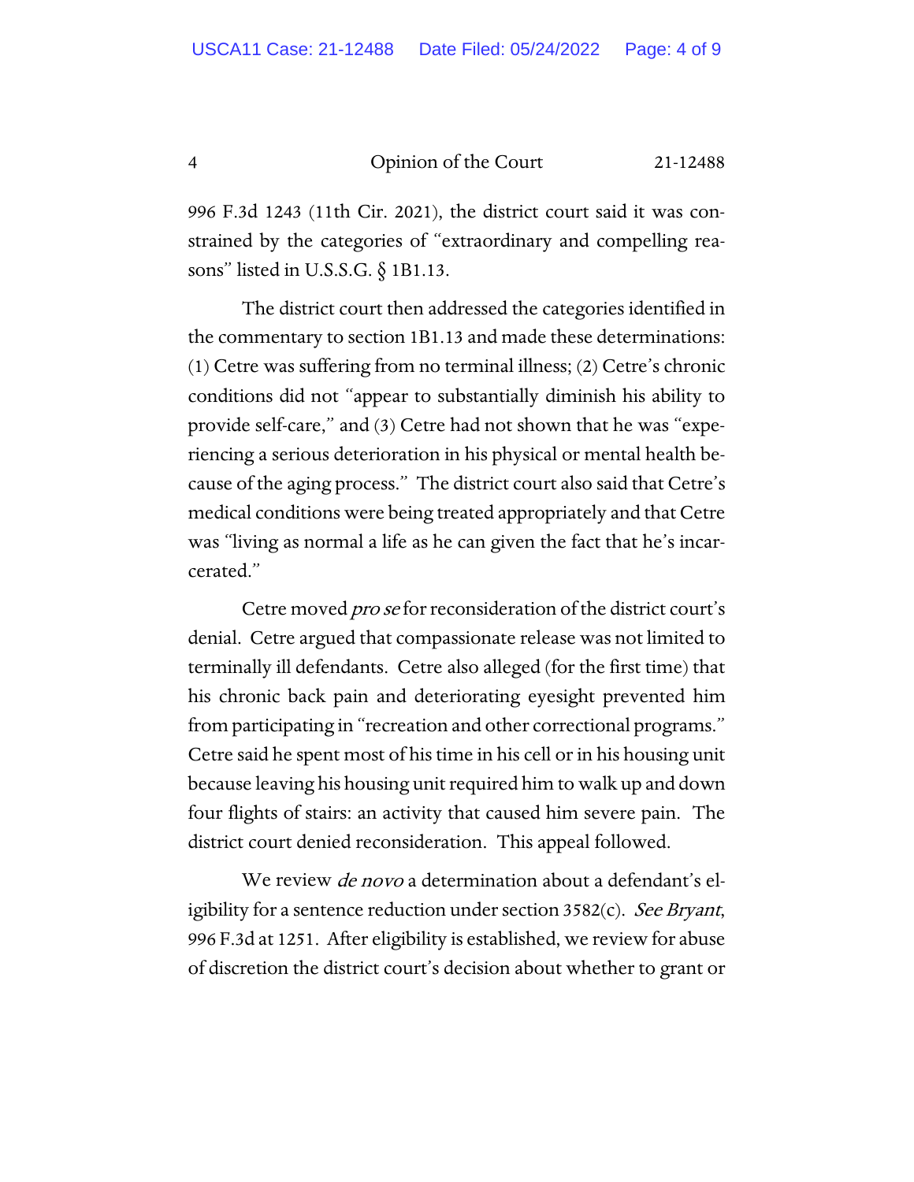996 F.3d 1243 (11th Cir. 2021), the district court said it was constrained by the categories of "extraordinary and compelling reasons" listed in U.S.S.G. § 1B1.13.

The district court then addressed the categories identified in the commentary to section 1B1.13 and made these determinations: (1) Cetre was suffering from no terminal illness; (2) Cetre's chronic conditions did not "appear to substantially diminish his ability to provide self-care," and (3) Cetre had not shown that he was "experiencing a serious deterioration in his physical or mental health because of the aging process." The district court also said that Cetre's medical conditions were being treated appropriately and that Cetre was "living as normal a life as he can given the fact that he's incarcerated."

Cetre moved *pro se* for reconsideration of the district court's denial. Cetre argued that compassionate release was not limited to terminally ill defendants. Cetre also alleged (for the first time) that his chronic back pain and deteriorating eyesight prevented him from participating in "recreation and other correctional programs." Cetre said he spent most of his time in his cell or in his housing unit because leaving his housing unit required him to walk up and down four flights of stairs: an activity that caused him severe pain. The district court denied reconsideration. This appeal followed.

We review *de novo* a determination about a defendant's eligibility for a sentence reduction under section 3582(c). *See Bryant*, 996 F.3d at 1251. After eligibility is established, we review for abuse of discretion the district court's decision about whether to grant or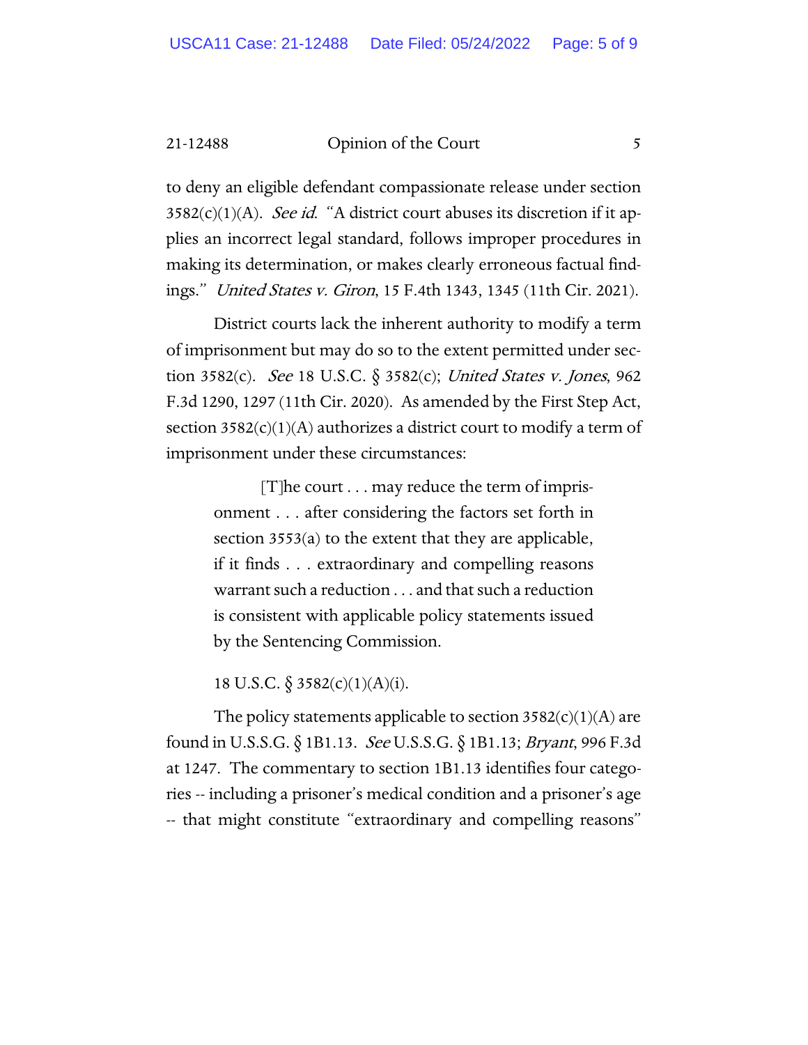to deny an eligible defendant compassionate release under section 3582(c)(1)(A). *See id.* "A district court abuses its discretion if it applies an incorrect legal standard, follows improper procedures in making its determination, or makes clearly erroneous factual findings." *United States v. Giron*, 15 F.4th 1343, 1345 (11th Cir. 2021).

District courts lack the inherent authority to modify a term of imprisonment but may do so to the extent permitted under section 3582(c). *See* 18 U.S.C. § 3582(c); *United States v. Jones*, 962 F.3d 1290, 1297 (11th Cir. 2020). As amended by the First Step Act, section 3582(c)(1)(A) authorizes a district court to modify a term of imprisonment under these circumstances:

> [T]he court . . . may reduce the term of imprisonment . . . after considering the factors set forth in section 3553(a) to the extent that they are applicable, if it finds . . . extraordinary and compelling reasons warrant such a reduction . . . and that such a reduction is consistent with applicable policy statements issued by the Sentencing Commission.

18 U.S.C. § 3582(c)(1)(A)(i).

The policy statements applicable to section 3582(c)(1)(A) are found in U.S.S.G. § 1B1.13. *See* U.S.S.G. § 1B1.13; *Bryant*, 996 F.3d at 1247. The commentary to section 1B1.13 identifies four categories -- including a prisoner's medical condition and a prisoner's age -- that might constitute "extraordinary and compelling reasons"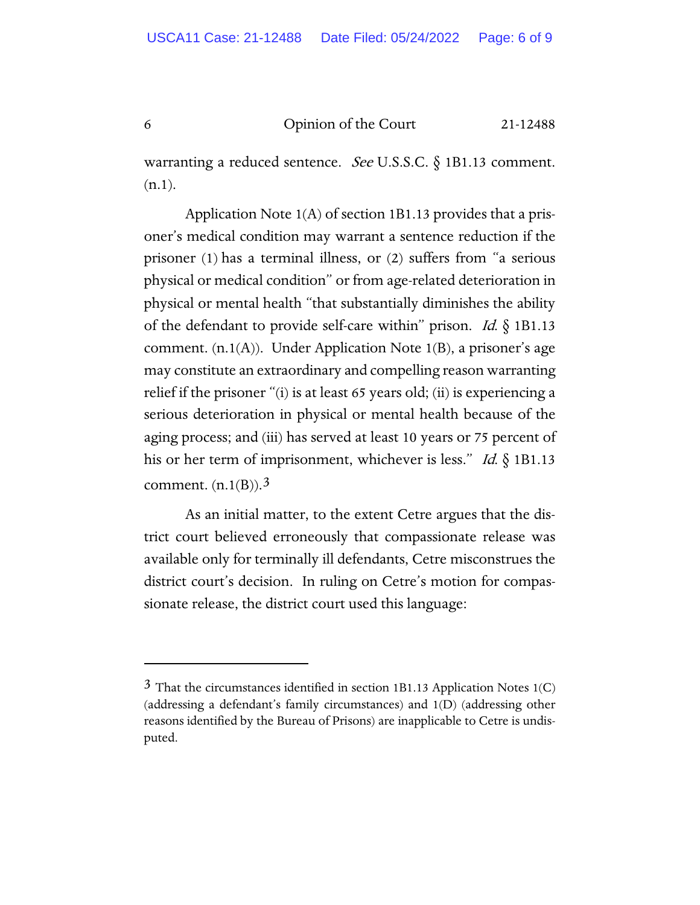warranting a reduced sentence. *See* U.S.S.C. § 1B1.13 comment. (n.1).

Application Note 1(A) of section 1B1.13 provides that a prisoner's medical condition may warrant a sentence reduction if the prisoner (1) has a terminal illness, or (2) suffers from "a serious physical or medical condition" or from age-related deterioration in physical or mental health "that substantially diminishes the ability of the defendant to provide self-care within" prison. *Id.* § 1B1.13 comment. (n.1(A)). Under Application Note 1(B), a prisoner's age may constitute an extraordinary and compelling reason warranting relief if the prisoner "(i) is at least 65 years old; (ii) is experiencing a serious deterioration in physical or mental health because of the aging process; and (iii) has served at least 10 years or 75 percent of his or her term of imprisonment, whichever is less." *Id.* § 1B1.13 comment. (n.1(B)).[3]

As an initial matter, to the extent Cetre argues that the district court believed erroneously that compassionate release was available only for terminally ill defendants, Cetre misconstrues the district court's decision. In ruling on Cetre's motion for compassionate release, the district court used this language:

---

[3] That the circumstances identified in section 1B1.13 Application Notes 1(C) (addressing a defendant's family circumstances) and 1(D) (addressing other reasons identified by the Bureau of Prisons) are inapplicable to Cetre is undisputed.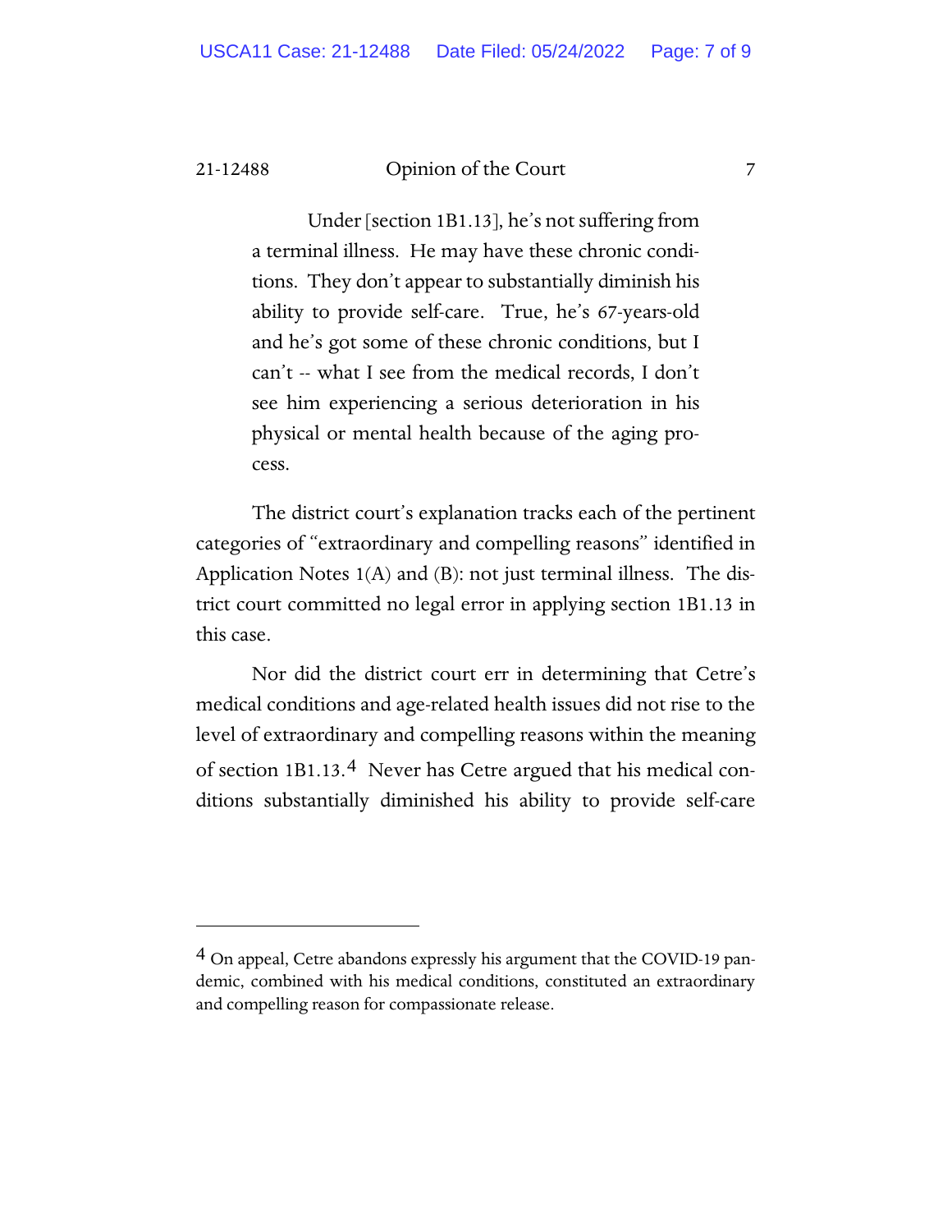> Under [section 1B1.13], he's not suffering from a terminal illness. He may have these chronic conditions. They don't appear to substantially diminish his ability to provide self-care. True, he's 67-years-old and he's got some of these chronic conditions, but I can't -- what I see from the medical records, I don't see him experiencing a serious deterioration in his physical or mental health because of the aging process.

The district court's explanation tracks each of the pertinent categories of "extraordinary and compelling reasons" identified in Application Notes 1(A) and (B): not just terminal illness. The district court committed no legal error in applying section 1B1.13 in this case.

Nor did the district court err in determining that Cetre's medical conditions and age-related health issues did not rise to the level of extraordinary and compelling reasons within the meaning of section 1B1.13.[4] Never has Cetre argued that his medical conditions substantially diminished his ability to provide self-care

---

[4] On appeal, Cetre abandons expressly his argument that the COVID-19 pandemic, combined with his medical conditions, constituted an extraordinary and compelling reason for compassionate release.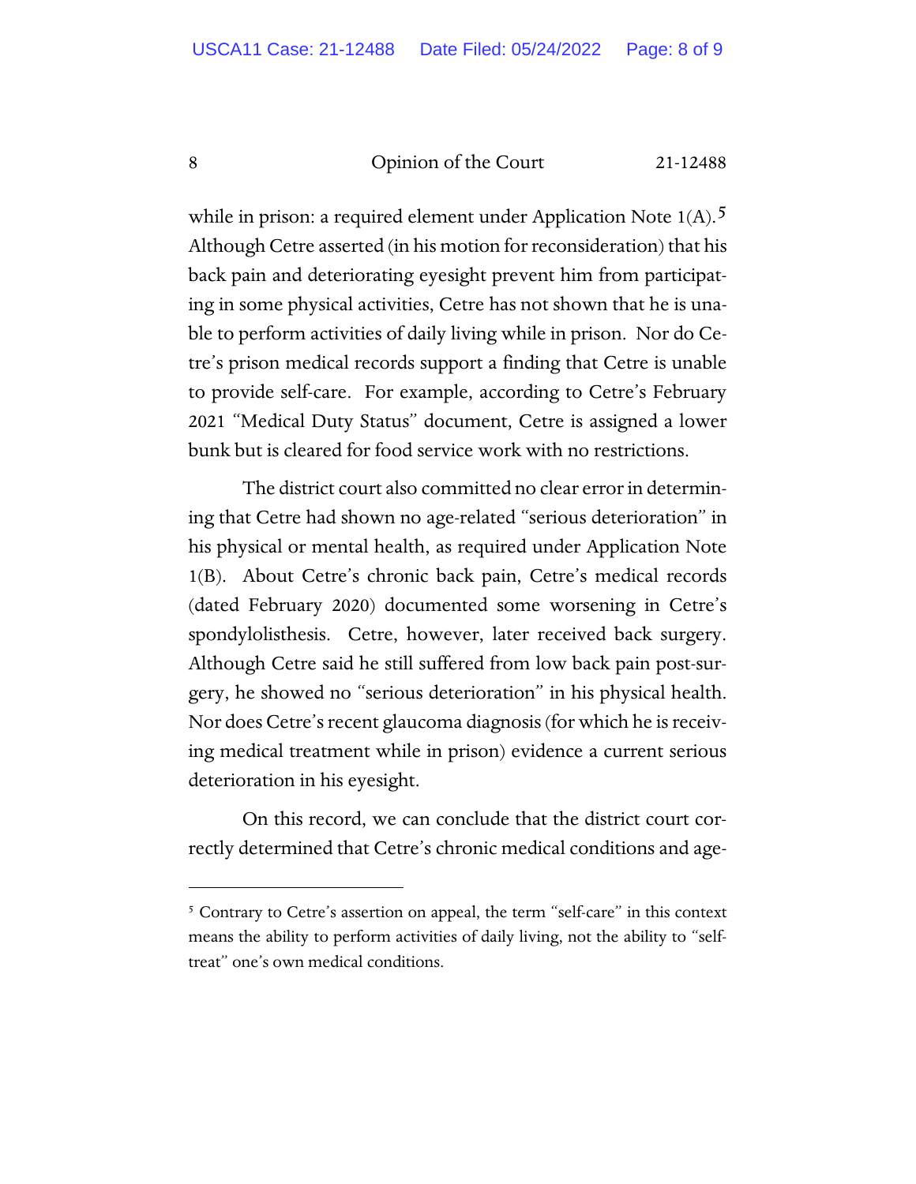while in prison: a required element under Application Note 1(A).[5] Although Cetre asserted (in his motion for reconsideration) that his back pain and deteriorating eyesight prevent him from participating in some physical activities, Cetre has not shown that he is unable to perform activities of daily living while in prison. Nor do Cetre's prison medical records support a finding that Cetre is unable to provide self-care. For example, according to Cetre's February 2021 "Medical Duty Status" document, Cetre is assigned a lower bunk but is cleared for food service work with no restrictions.

The district court also committed no clear error in determining that Cetre had shown no age-related "serious deterioration" in his physical or mental health, as required under Application Note 1(B). About Cetre's chronic back pain, Cetre's medical records (dated February 2020) documented some worsening in Cetre's spondylolisthesis. Cetre, however, later received back surgery. Although Cetre said he still suffered from low back pain post-surgery, he showed no "serious deterioration" in his physical health. Nor does Cetre's recent glaucoma diagnosis (for which he is receiving medical treatment while in prison) evidence a current serious deterioration in his eyesight.

On this record, we can conclude that the district court correctly determined that Cetre's chronic medical conditions and age-

---

[5] Contrary to Cetre's assertion on appeal, the term "self-care" in this context means the ability to perform activities of daily living, not the ability to "self-treat" one's own medical conditions.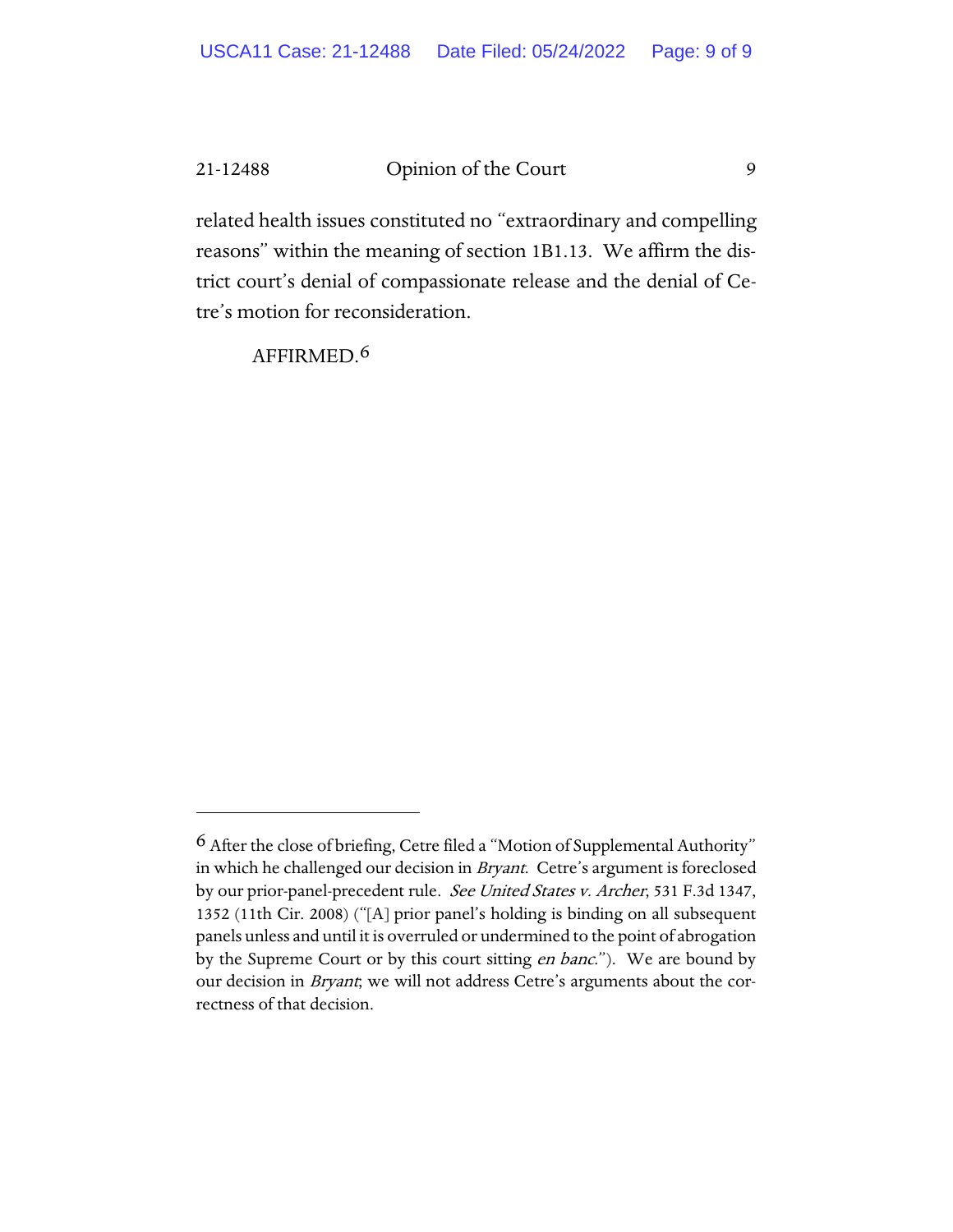related health issues constituted no "extraordinary and compelling reasons" within the meaning of section 1B1.13. We affirm the district court's denial of compassionate release and the denial of Cetre's motion for reconsideration.

AFFIRMED.[6]

---

[6] After the close of briefing, Cetre filed a "Motion of Supplemental Authority" in which he challenged our decision in *Bryant*. Cetre's argument is foreclosed by our prior-panel-precedent rule. *See United States v. Archer*, 531 F.3d 1347, 1352 (11th Cir. 2008) ("[A] prior panel's holding is binding on all subsequent panels unless and until it is overruled or undermined to the point of abrogation by the Supreme Court or by this court sitting *en banc*."). We are bound by our decision in *Bryant*; we will not address Cetre's arguments about the correctness of that decision.